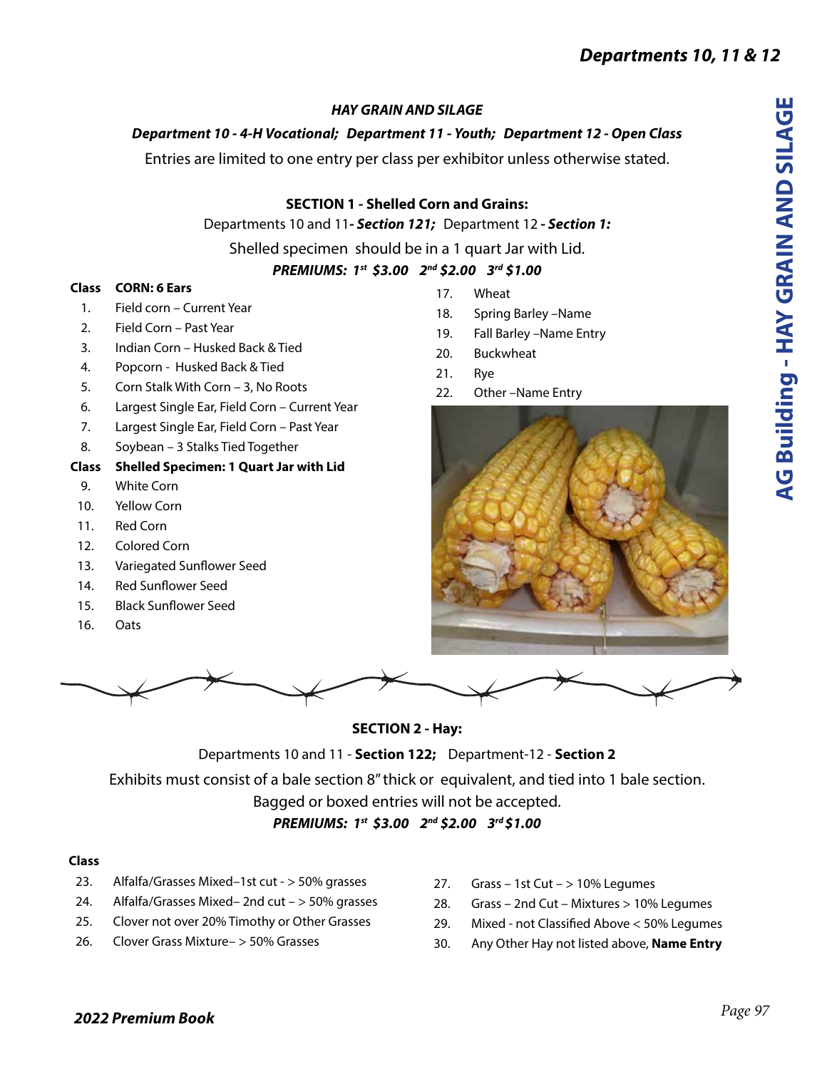## HAY GRAIN AND SILAGE

***Department 10 - 4-H Vocational; Department 11 - Youth; Department 12 - Open Class***

Entries are limited to one entry per class per exhibitor unless otherwise stated.

### SECTION 1 - Shelled Corn and Grains:

Departments 10 and 11 ***- Section 121;*** Department 12 ***- Section 1:***

Shelled specimen should be in a 1 quart Jar with Lid.

***PREMIUMS: 1st $3.00 2nd $2.00 3rd $1.00***

**Class CORN: 6 Ears**

1. Field corn – Current Year
2. Field Corn – Past Year
3. Indian Corn – Husked Back & Tied
4. Popcorn - Husked Back & Tied
5. Corn Stalk With Corn – 3, No Roots
6. Largest Single Ear, Field Corn – Current Year
7. Largest Single Ear, Field Corn – Past Year
8. Soybean – 3 Stalks Tied Together

**Class Shelled Specimen: 1 Quart Jar with Lid**

9. White Corn
10. Yellow Corn
11. Red Corn
12. Colored Corn
13. Variegated Sunflower Seed
14. Red Sunflower Seed
15. Black Sunflower Seed
16. Oats
17. Wheat
18. Spring Barley –Name
19. Fall Barley –Name Entry
20. Buckwheat
21. Rye
22. Other –Name Entry

### SECTION 2 - Hay:

Departments 10 and 11 - **Section 122;** Department-12 - **Section 2**

Exhibits must consist of a bale section 8" thick or equivalent, and tied into 1 bale section.

Bagged or boxed entries will not be accepted.

***PREMIUMS: 1st $3.00 2nd $2.00 3rd $1.00***

**Class**

23. Alfalfa/Grasses Mixed–1st cut - > 50% grasses
24. Alfalfa/Grasses Mixed– 2nd cut – > 50% grasses
25. Clover not over 20% Timothy or Other Grasses
26. Clover Grass Mixture– > 50% Grasses
27. Grass – 1st Cut – > 10% Legumes
28. Grass – 2nd Cut – Mixtures > 10% Legumes
29. Mixed - not Classified Above < 50% Legumes
30. Any Other Hay not listed above, **Name Entry**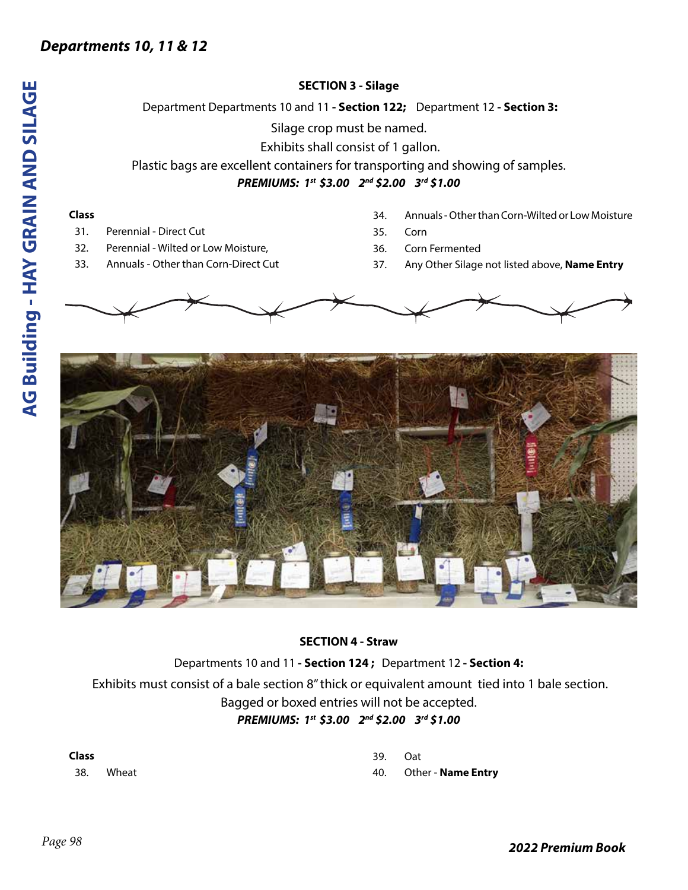## SECTION 3 - Silage

Department Departments 10 and 11 **- Section 122;** Department 12 **- Section 3:**

Silage crop must be named.

Exhibits shall consist of 1 gallon.

Plastic bags are excellent containers for transporting and showing of samples.

***PREMIUMS: 1st $3.00 2nd $2.00 3rd $1.00***

**Class**

31. Perennial - Direct Cut
32. Perennial - Wilted or Low Moisture,
33. Annuals - Other than Corn-Direct Cut
34. Annuals - Other than Corn-Wilted or Low Moisture
35. Corn
36. Corn Fermented
37. Any Other Silage not listed above, **Name Entry**

## SECTION 4 - Straw

Departments 10 and 11 **- Section 124 ;** Department 12 **- Section 4:**

Exhibits must consist of a bale section 8" thick or equivalent amount tied into 1 bale section.

Bagged or boxed entries will not be accepted.

***PREMIUMS: 1st $3.00 2nd $2.00 3rd $1.00***

**Class**

38. Wheat
39. Oat
40. Other - **Name Entry**